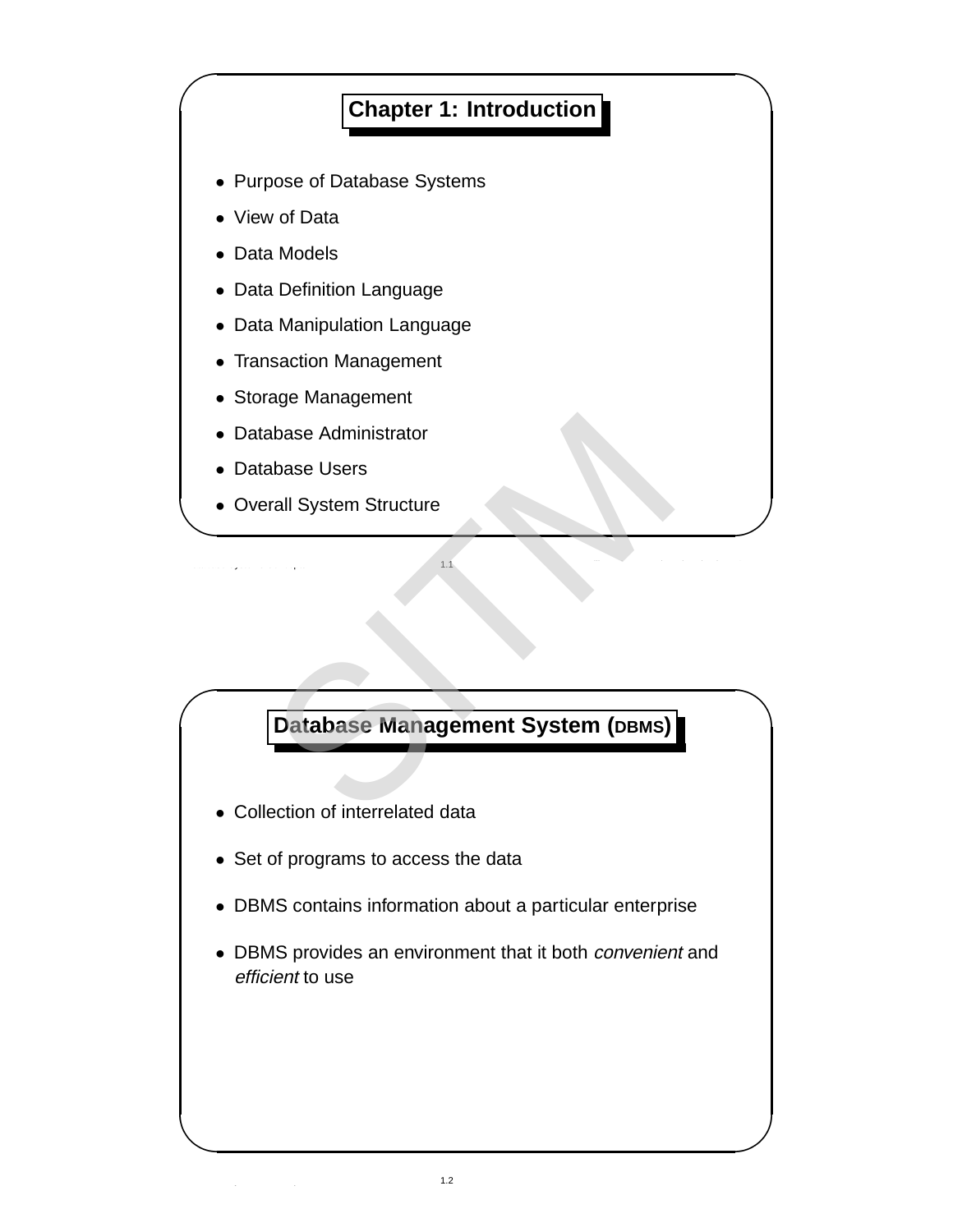## Chapter 1: Introduction

- Purpose of Database Systems
- View of Data
- Data Models
- Data Definition Language
- Data Manipulation Language
- Transaction Management
- Storage Management
- Database Administrator
- Database Users
- Overall System Structure

## Database Management System (DBMS)

- Collection of interrelated data
- Set of programs to access the data
- DBMS contains information about a particular enterprise
- DBMS provides an environment that it both *convenient* and *efficient* to use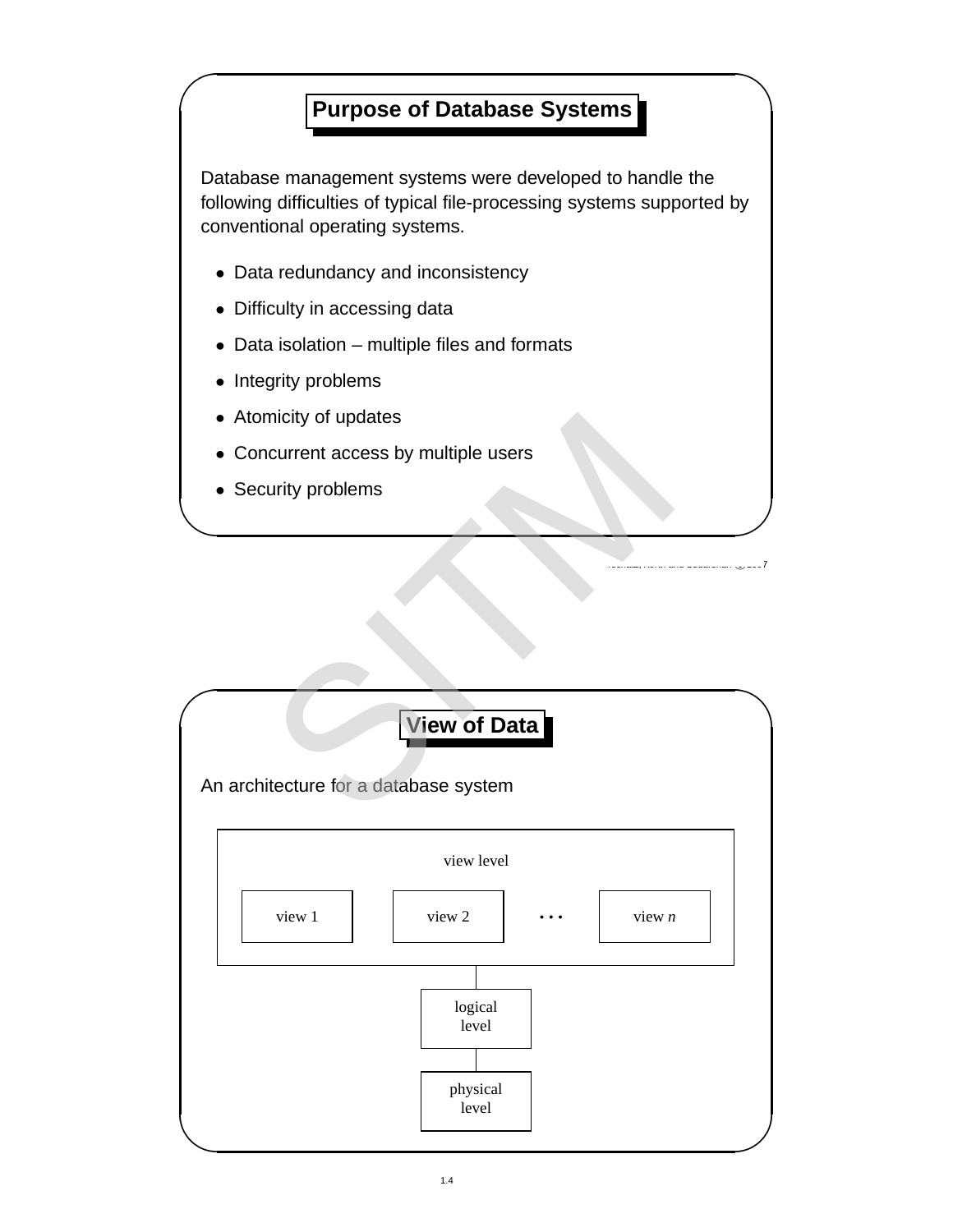## Purpose of Database Systems

Database management systems were developed to handle the following difficulties of typical file-processing systems supported by conventional operating systems.

- Data redundancy and inconsistency
- Difficulty in accessing data
- Data isolation – multiple files and formats
- Integrity problems
- Atomicity of updates
- Concurrent access by multiple users
- Security problems

## View of Data

An architecture for a database system

view level

view 1 | view 2 | . . . | view *n*

logical level

physical level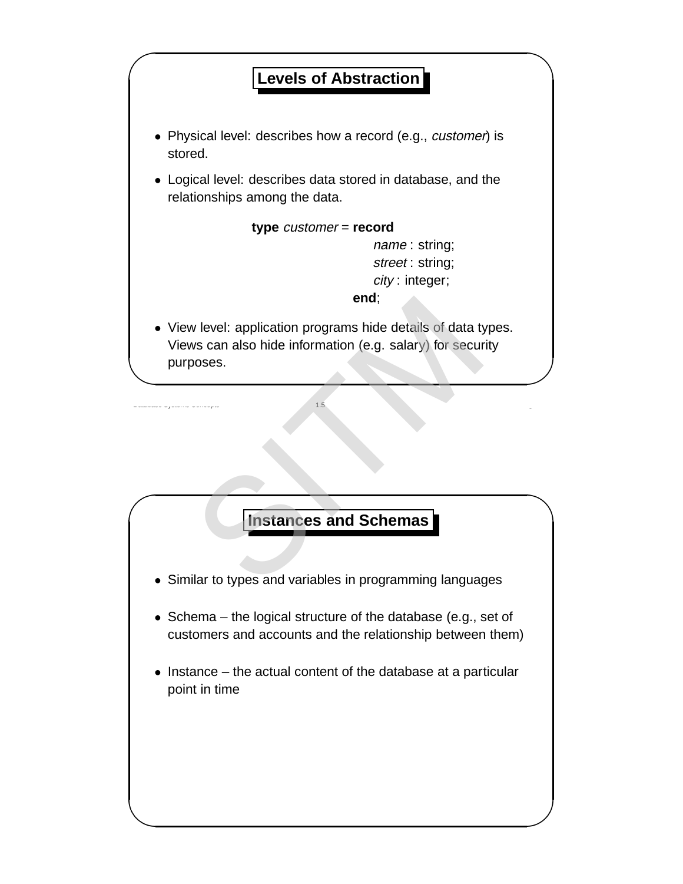## Levels of Abstraction

- Physical level: describes how a record (e.g., *customer*) is stored.
- Logical level: describes data stored in database, and the relationships among the data.

```
type customer = record
                    name : string;
                    street : string;
                    city : integer;
                end;
```

- View level: application programs hide details of data types. Views can also hide information (e.g. salary) for security purposes.

## Instances and Schemas

- Similar to types and variables in programming languages
- Schema – the logical structure of the database (e.g., set of customers and accounts and the relationship between them)
- Instance – the actual content of the database at a particular point in time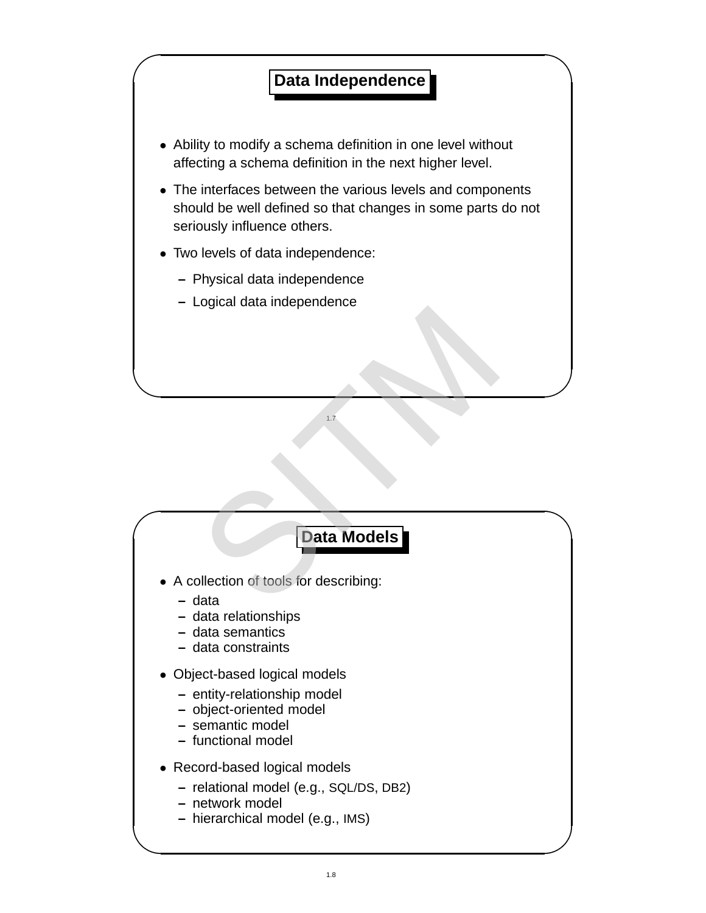## Data Independence

- Ability to modify a schema definition in one level without affecting a schema definition in the next higher level.
- The interfaces between the various levels and components should be well defined so that changes in some parts do not seriously influence others.
- Two levels of data independence:
  - Physical data independence
  - Logical data independence

## Data Models

- A collection of tools for describing:
  - data
  - data relationships
  - data semantics
  - data constraints
- Object-based logical models
  - entity-relationship model
  - object-oriented model
  - semantic model
  - functional model
- Record-based logical models
  - relational model (e.g., SQL/DS, DB2)
  - network model
  - hierarchical model (e.g., IMS)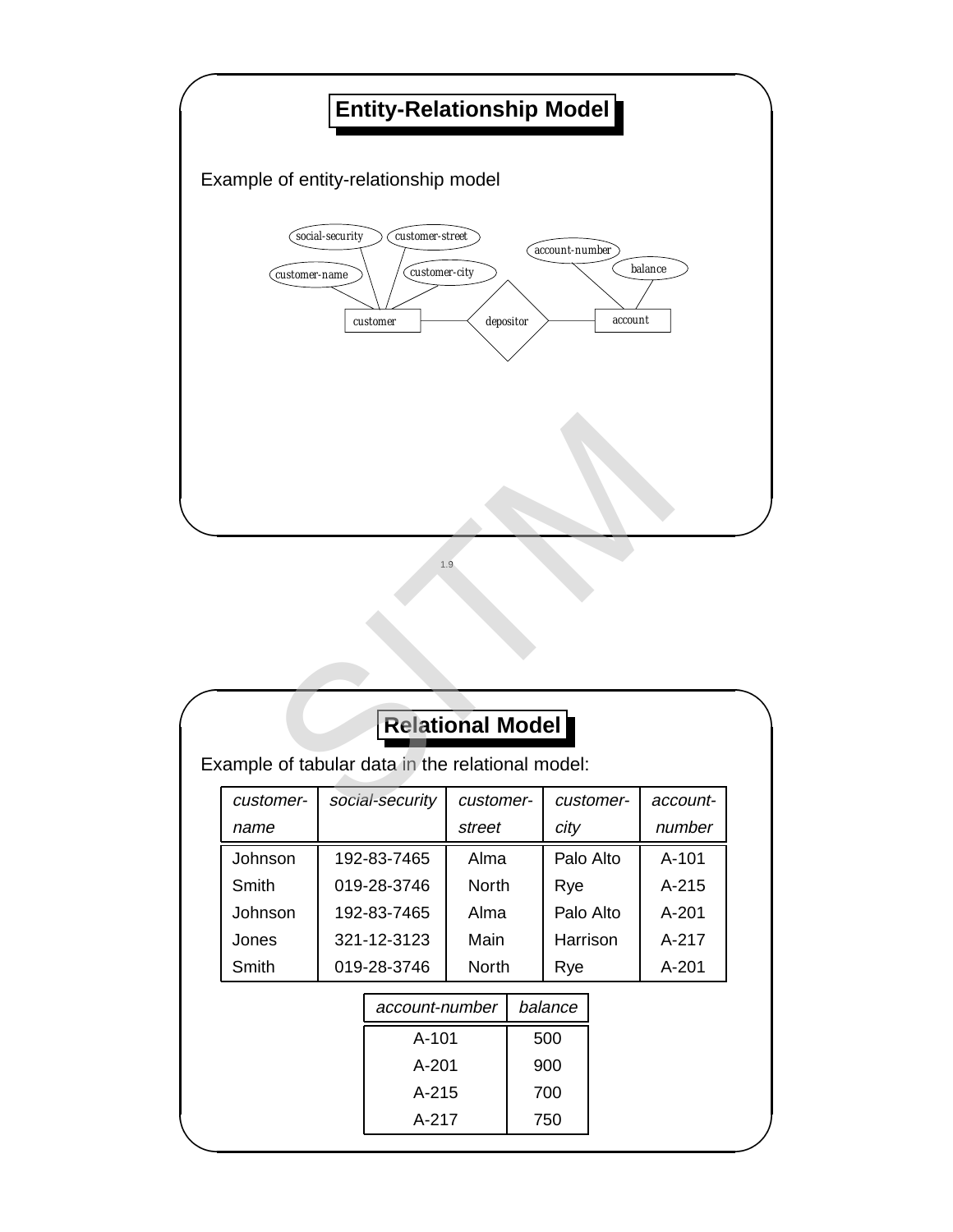# Entity-Relationship Model

Example of entity-relationship model

# Relational Model

Example of tabular data in the relational model:

| *customer-name* | *social-security* | *customer-street* | *customer-city* | *account-number* |
|---|---|---|---|---|
| Johnson | 192-83-7465 | Alma | Palo Alto | A-101 |
| Smith | 019-28-3746 | North | Rye | A-215 |
| Johnson | 192-83-7465 | Alma | Palo Alto | A-201 |
| Jones | 321-12-3123 | Main | Harrison | A-217 |
| Smith | 019-28-3746 | North | Rye | A-201 |

| *account-number* | *balance* |
|---|---|
| A-101 | 500 |
| A-201 | 900 |
| A-215 | 700 |
| A-217 | 750 |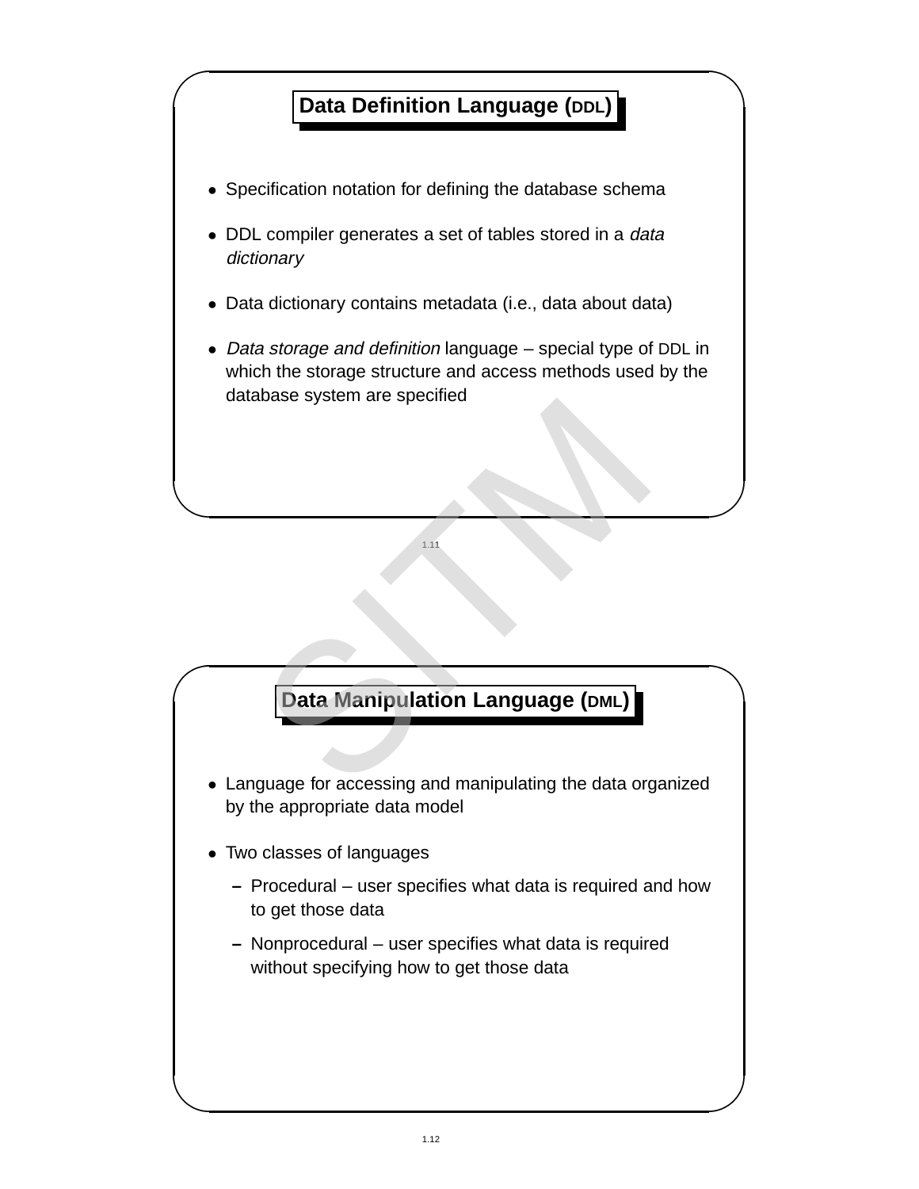## Data Definition Language (DDL)

- Specification notation for defining the database schema
- DDL compiler generates a set of tables stored in a *data dictionary*
- Data dictionary contains metadata (i.e., data about data)
- *Data storage and definition* language – special type of DDL in which the storage structure and access methods used by the database system are specified

## Data Manipulation Language (DML)

- Language for accessing and manipulating the data organized by the appropriate data model
- Two classes of languages
  - Procedural – user specifies what data is required and how to get those data
  - Nonprocedural – user specifies what data is required without specifying how to get those data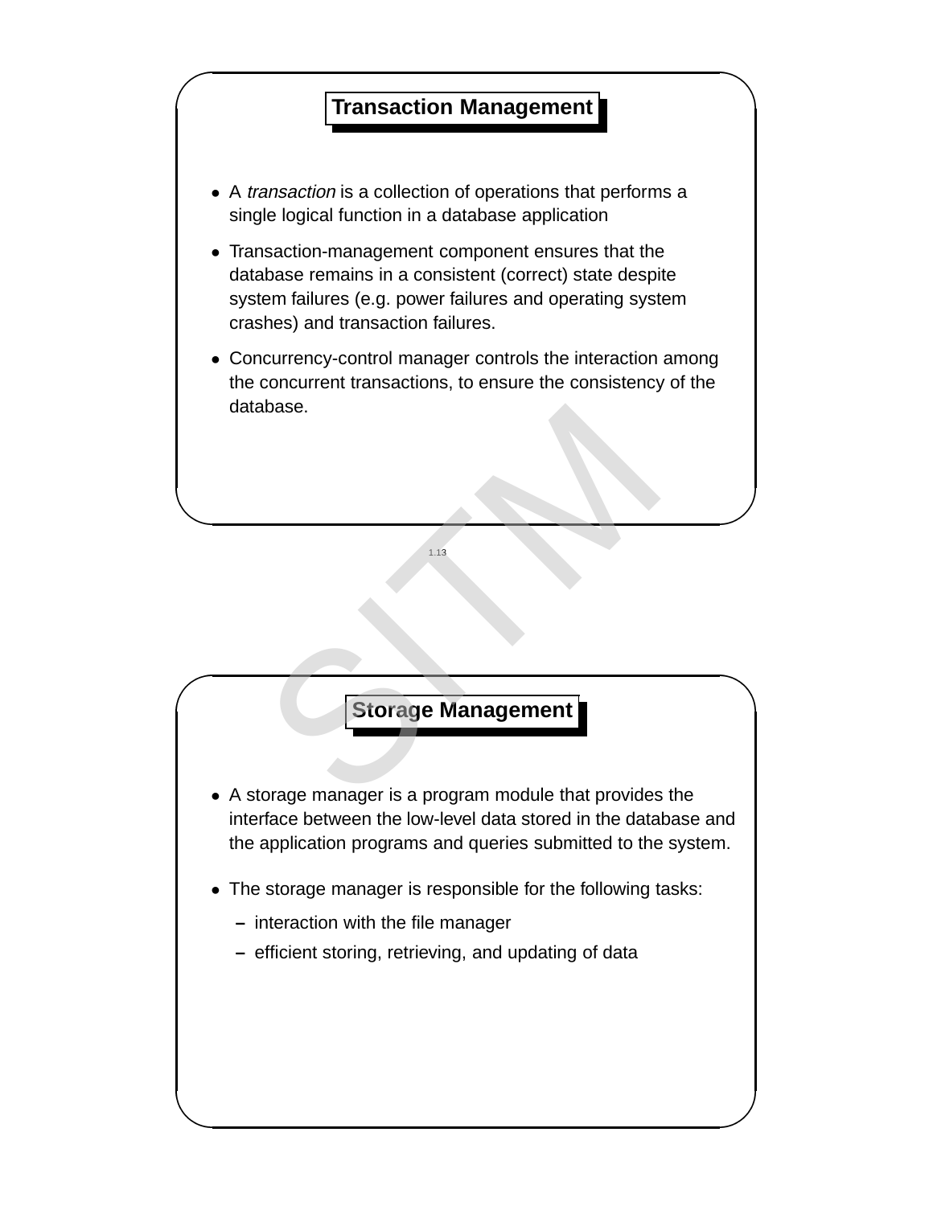## Transaction Management

- A *transaction* is a collection of operations that performs a single logical function in a database application
- Transaction-management component ensures that the database remains in a consistent (correct) state despite system failures (e.g. power failures and operating system crashes) and transaction failures.
- Concurrency-control manager controls the interaction among the concurrent transactions, to ensure the consistency of the database.

## Storage Management

- A storage manager is a program module that provides the interface between the low-level data stored in the database and the application programs and queries submitted to the system.
- The storage manager is responsible for the following tasks:
  - interaction with the file manager
  - efficient storing, retrieving, and updating of data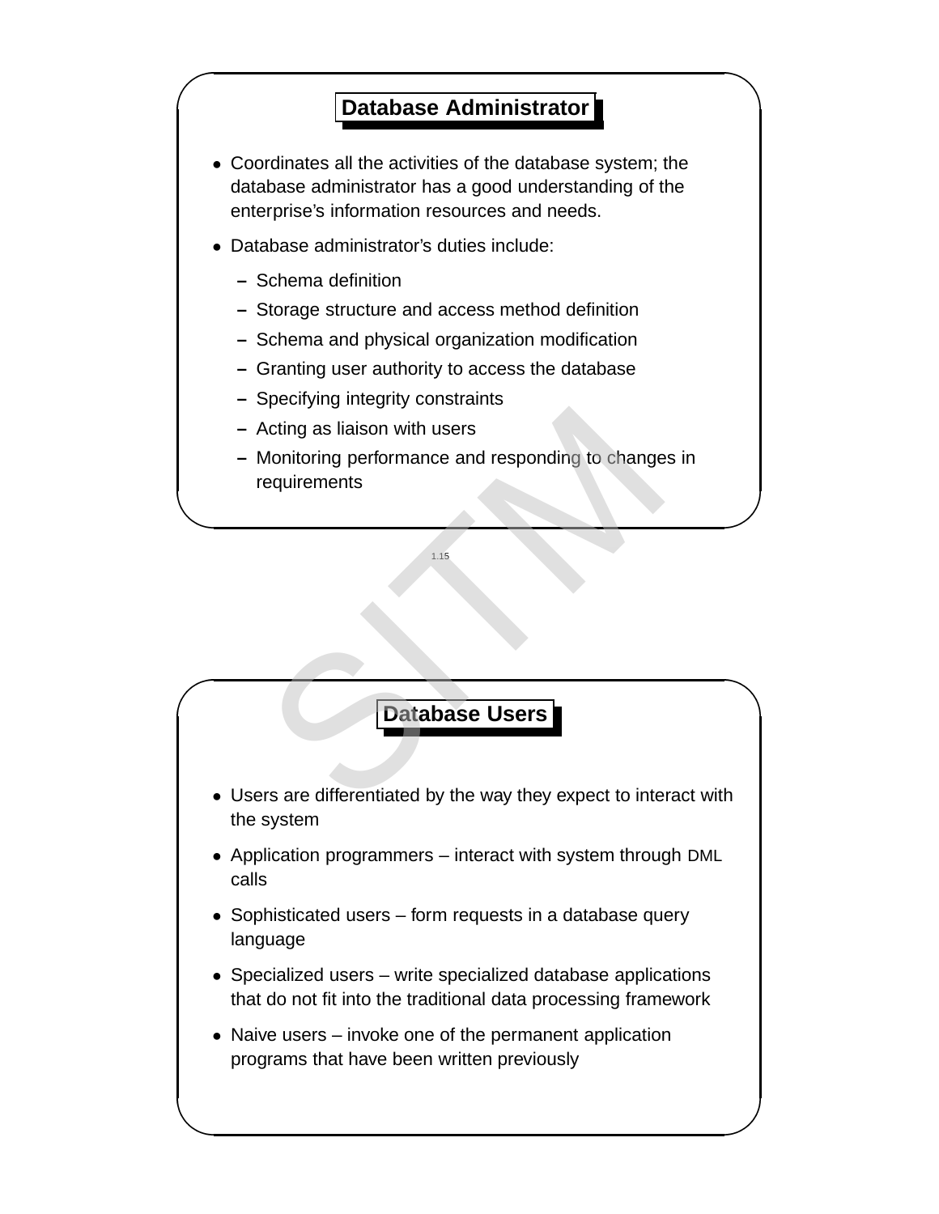## Database Administrator

- Coordinates all the activities of the database system; the database administrator has a good understanding of the enterprise's information resources and needs.
- Database administrator's duties include:
  - Schema definition
  - Storage structure and access method definition
  - Schema and physical organization modification
  - Granting user authority to access the database
  - Specifying integrity constraints
  - Acting as liaison with users
  - Monitoring performance and responding to changes in requirements

## Database Users

- Users are differentiated by the way they expect to interact with the system
- Application programmers – interact with system through DML calls
- Sophisticated users – form requests in a database query language
- Specialized users – write specialized database applications that do not fit into the traditional data processing framework
- Naive users – invoke one of the permanent application programs that have been written previously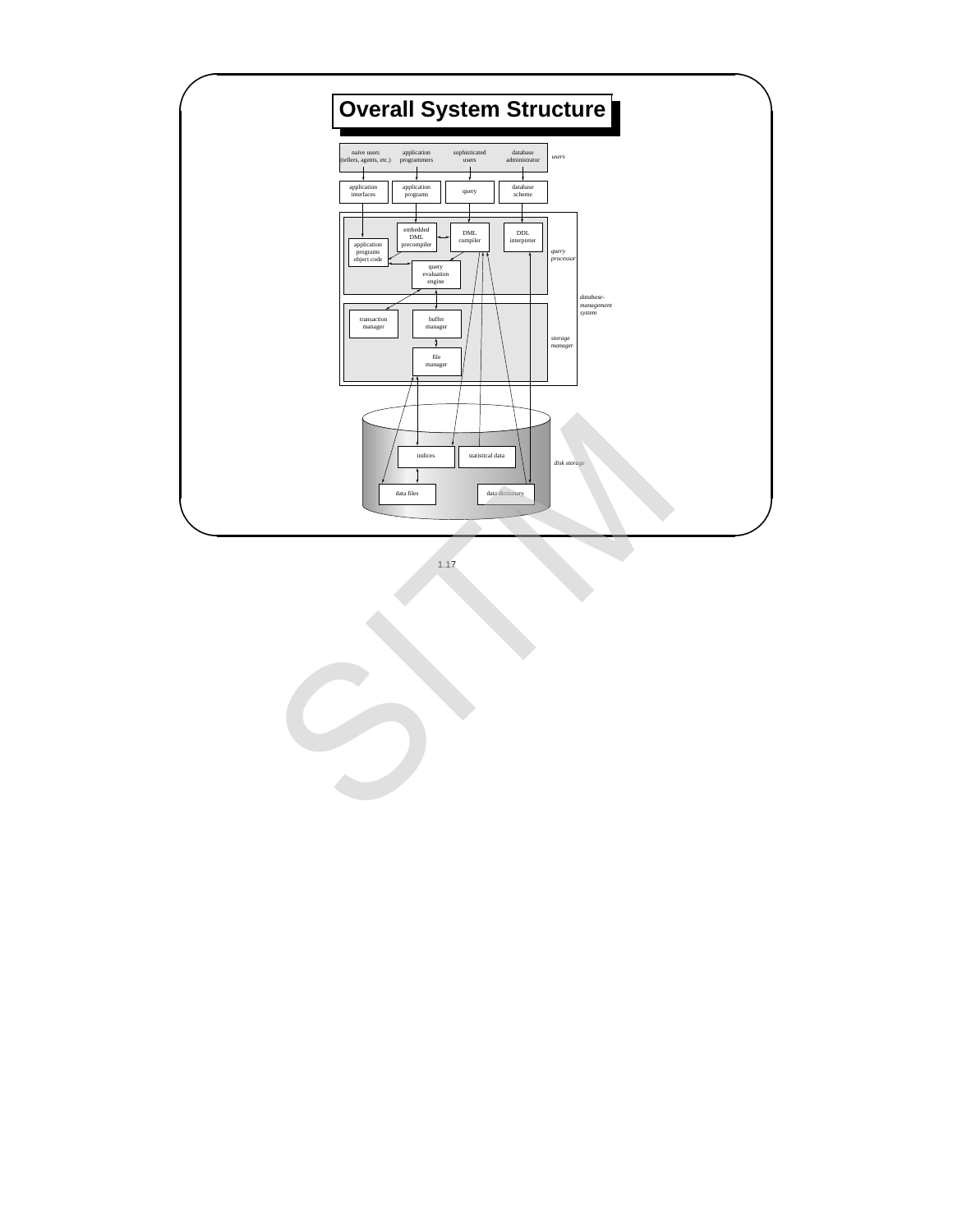# Overall System Structure

naive users (tellers, agents, etc.)
application programmers
sophisticated users
database administrator
users

application interfaces
application programs
query
database scheme

embedded DML precompiler
DML compiler
DDL interpreter
application programs object code
query evaluation engine
query processor

database-management system

transaction manager
buffer manager
file manager
storage manager

indices
statistical data
data files
data dictionary
disk storage